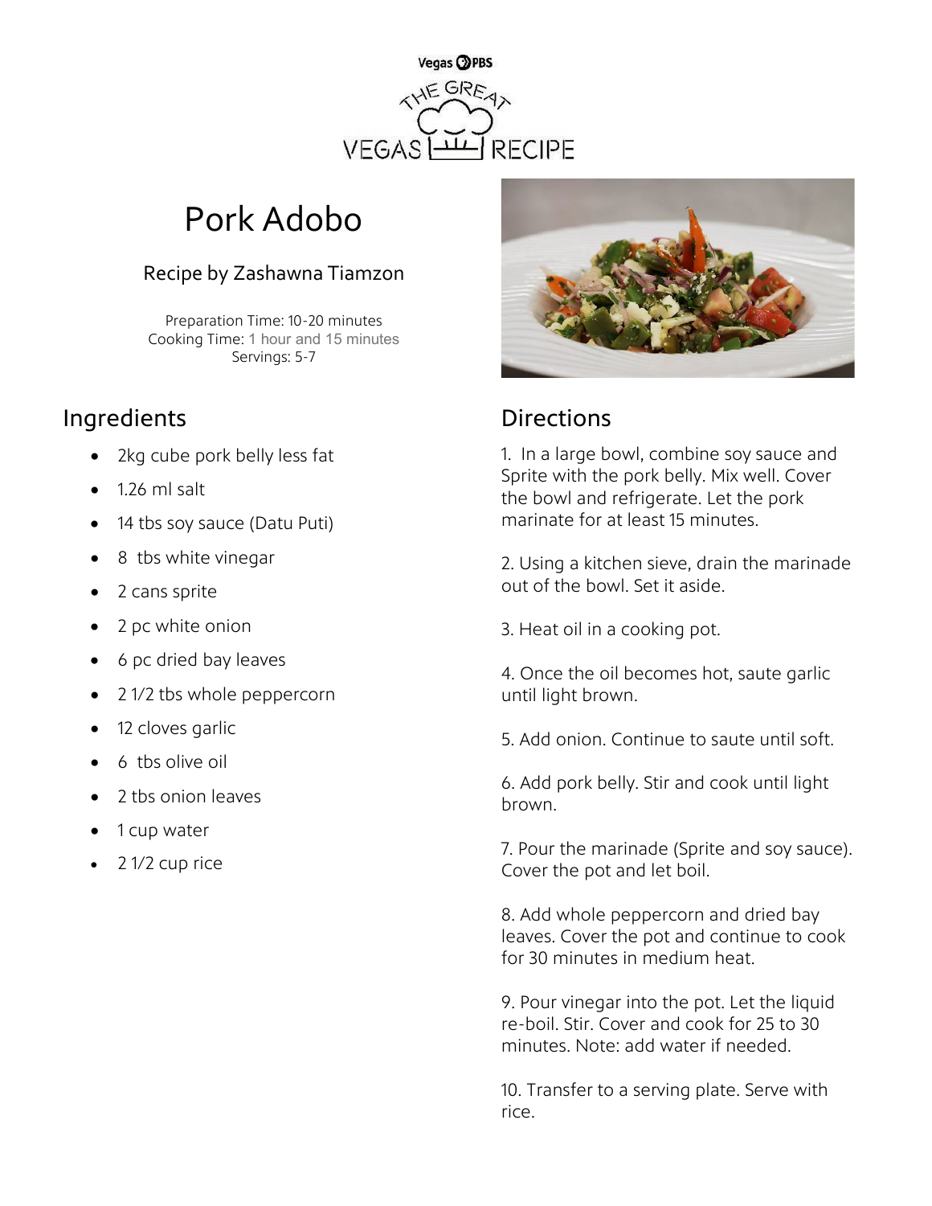Vegas PBS

THE GREAT VEGAS RECIPE

# Pork Adobo

### Recipe by Zashawna Tiamzon

Preparation Time: 10-20 minutes
Cooking Time: 1 hour and 15 minutes
Servings: 5-7

## Ingredients

- 2kg cube pork belly less fat
- 1.26 ml salt
- 14 tbs soy sauce (Datu Puti)
- 8 tbs white vinegar
- 2 cans sprite
- 2 pc white onion
- 6 pc dried bay leaves
- 2 1/2 tbs whole peppercorn
- 12 cloves garlic
- 6 tbs olive oil
- 2 tbs onion leaves
- 1 cup water
- 2 1/2 cup rice

## Directions

1. In a large bowl, combine soy sauce and Sprite with the pork belly. Mix well. Cover the bowl and refrigerate. Let the pork marinate for at least 15 minutes.

2. Using a kitchen sieve, drain the marinade out of the bowl. Set it aside.

3. Heat oil in a cooking pot.

4. Once the oil becomes hot, saute garlic until light brown.

5. Add onion. Continue to saute until soft.

6. Add pork belly. Stir and cook until light brown.

7. Pour the marinade (Sprite and soy sauce). Cover the pot and let boil.

8. Add whole peppercorn and dried bay leaves. Cover the pot and continue to cook for 30 minutes in medium heat.

9. Pour vinegar into the pot. Let the liquid re-boil. Stir. Cover and cook for 25 to 30 minutes. Note: add water if needed.

10. Transfer to a serving plate. Serve with rice.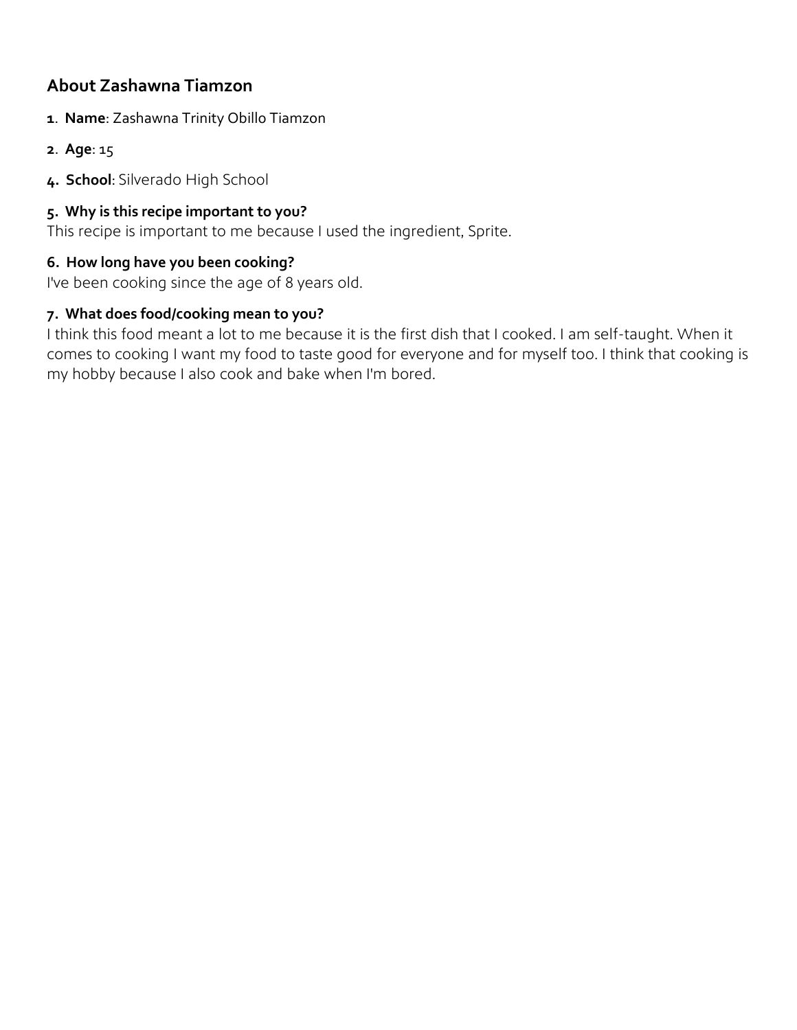## About Zashawna Tiamzon

**1**. **Name**: Zashawna Trinity Obillo Tiamzon

**2**. **Age**: 15

**4. School**: Silverado High School

**5. Why is this recipe important to you?**

This recipe is important to me because I used the ingredient, Sprite.

**6. How long have you been cooking?**

I've been cooking since the age of 8 years old.

**7. What does food/cooking mean to you?**

I think this food meant a lot to me because it is the first dish that I cooked. I am self-taught. When it comes to cooking I want my food to taste good for everyone and for myself too. I think that cooking is my hobby because I also cook and bake when I'm bored.